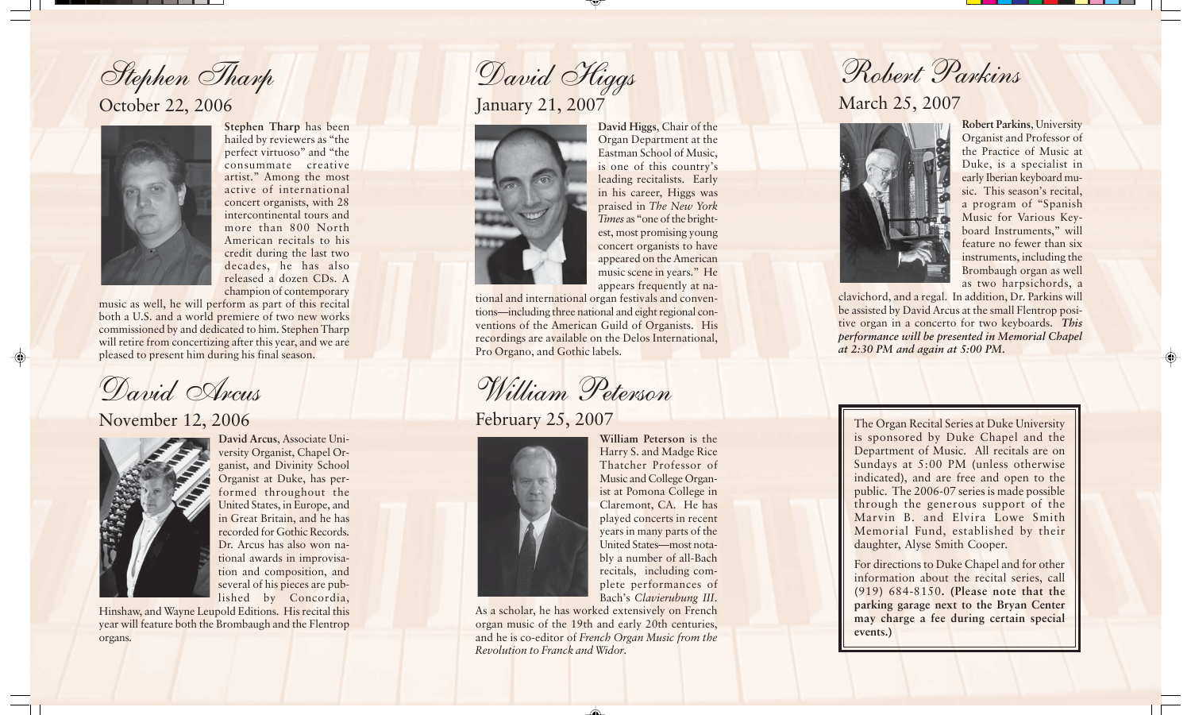## Stephen Tharp

### October 22, 2006

**Stephen Tharp** has been hailed by reviewers as "the perfect virtuoso" and "the consummate creative artist." Among the most active of international concert organists, with 28 intercontinental tours and more than 800 North American recitals to his credit during the last two decades, he has also released a dozen CDs. A champion of contemporary music as well, he will perform as part of this recital both a U.S. and a world premiere of two new works commissioned by and dedicated to him. Stephen Tharp will retire from concertizing after this year, and we are pleased to present him during his final season.

## David Arcus

### November 12, 2006

**David Arcus**, Associate University Organist, Chapel Organist, and Divinity School Organist at Duke, has performed throughout the United States, in Europe, and in Great Britain, and he has recorded for Gothic Records. Dr. Arcus has also won national awards in improvisation and composition, and several of his pieces are published by Concordia, Hinshaw, and Wayne Leupold Editions. His recital this year will feature both the Brombaugh and the Flentrop organs.

## David Higgs

### January 21, 2007

**David Higgs**, Chair of the Organ Department at the Eastman School of Music, is one of this country's leading recitalists. Early in his career, Higgs was praised in *The New York Times* as "one of the brightest, most promising young concert organists to have appeared on the American music scene in years." He appears frequently at national and international organ festivals and conventions—including three national and eight regional conventions of the American Guild of Organists. His recordings are available on the Delos International, Pro Organo, and Gothic labels.

## William Peterson

### February 25, 2007

**William Peterson** is the Harry S. and Madge Rice Thatcher Professor of Music and College Organist at Pomona College in Claremont, CA. He has played concerts in recent years in many parts of the United States—most notably a number of all-Bach recitals, including complete performances of Bach's *Clavierubung III*. As a scholar, he has worked extensively on French organ music of the 19th and early 20th centuries, and he is co-editor of *French Organ Music from the Revolution to Franck and Widor*.

## Robert Parkins

### March 25, 2007

**Robert Parkins**, University Organist and Professor of the Practice of Music at Duke, is a specialist in early Iberian keyboard music. This season's recital, a program of "Spanish Music for Various Keyboard Instruments," will feature no fewer than six instruments, including the Brombaugh organ as well as two harpsichords, a clavichord, and a regal. In addition, Dr. Parkins will be assisted by David Arcus at the small Flentrop positive organ in a concerto for two keyboards. ***This performance will be presented in Memorial Chapel at 2:30 PM and again at 5:00 PM.***

---

The Organ Recital Series at Duke University is sponsored by Duke Chapel and the Department of Music. All recitals are on Sundays at 5:00 PM (unless otherwise indicated), and are free and open to the public. The 2006-07 series is made possible through the generous support of the Marvin B. and Elvira Lowe Smith Memorial Fund, established by their daughter, Alyse Smith Cooper.

For directions to Duke Chapel and for other information about the recital series, call (919) 684-8150. **(Please note that the parking garage next to the Bryan Center may charge a fee during certain special events.)**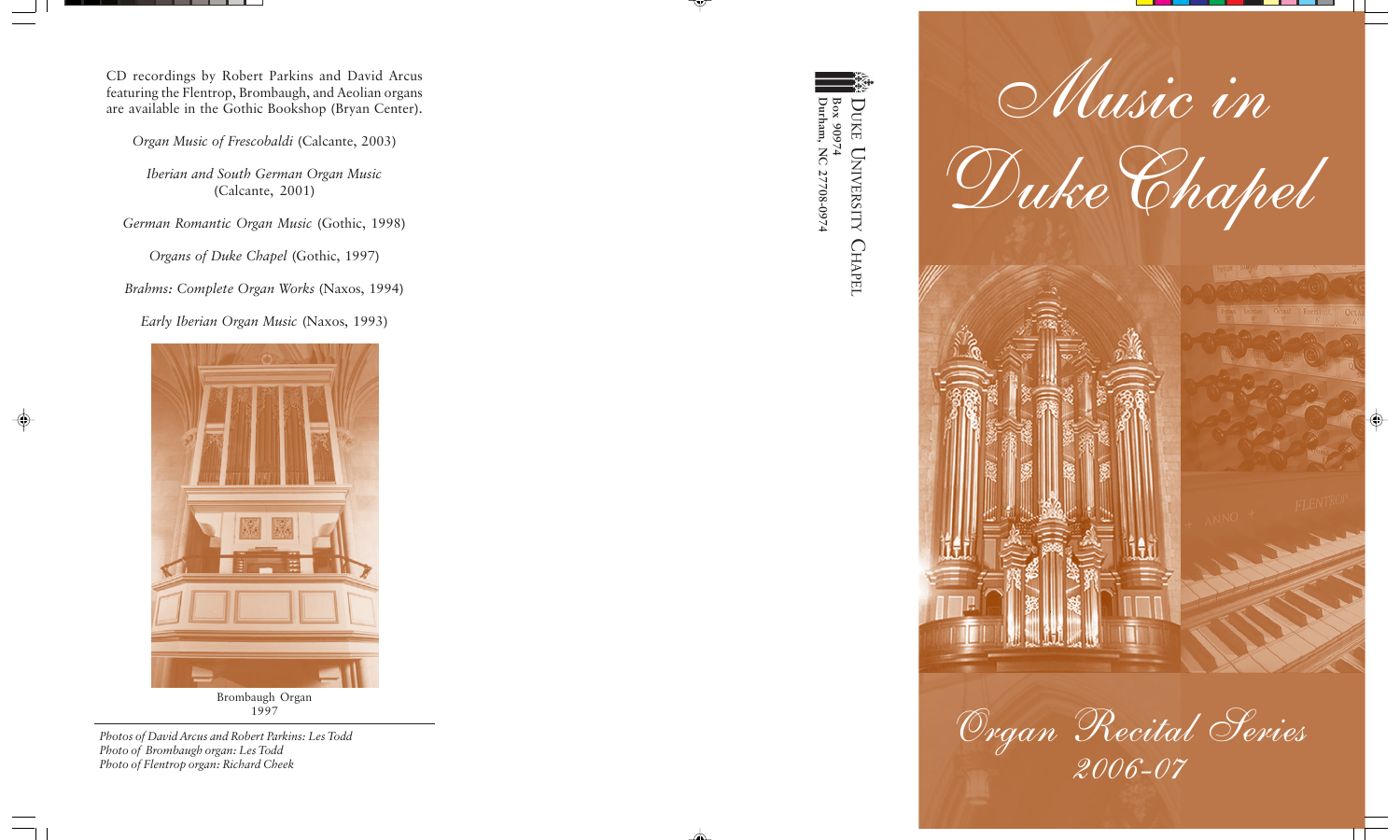CD recordings by Robert Parkins and David Arcus featuring the Flentrop, Brombaugh, and Aeolian organs are available in the Gothic Bookshop (Bryan Center).

*Organ Music of Frescobaldi* (Calcante, 2003)

*Iberian and South German Organ Music* (Calcante, 2001)

*German Romantic Organ Music* (Gothic, 1998)

*Organs of Duke Chapel* (Gothic, 1997)

*Brahms: Complete Organ Works* (Naxos, 1994)

*Early Iberian Organ Music* (Naxos, 1993)

Brombaugh Organ
1997

*Photos of David Arcus and Robert Parkins: Les Todd*
*Photo of Brombaugh organ: Les Todd*
*Photo of Flentrop organ: Richard Cheek*

DUKE UNIVERSITY CHAPEL
Box 90974
Durham, NC 27708-0974

# Music in Duke Chapel

## Organ Recital Series 2006-07